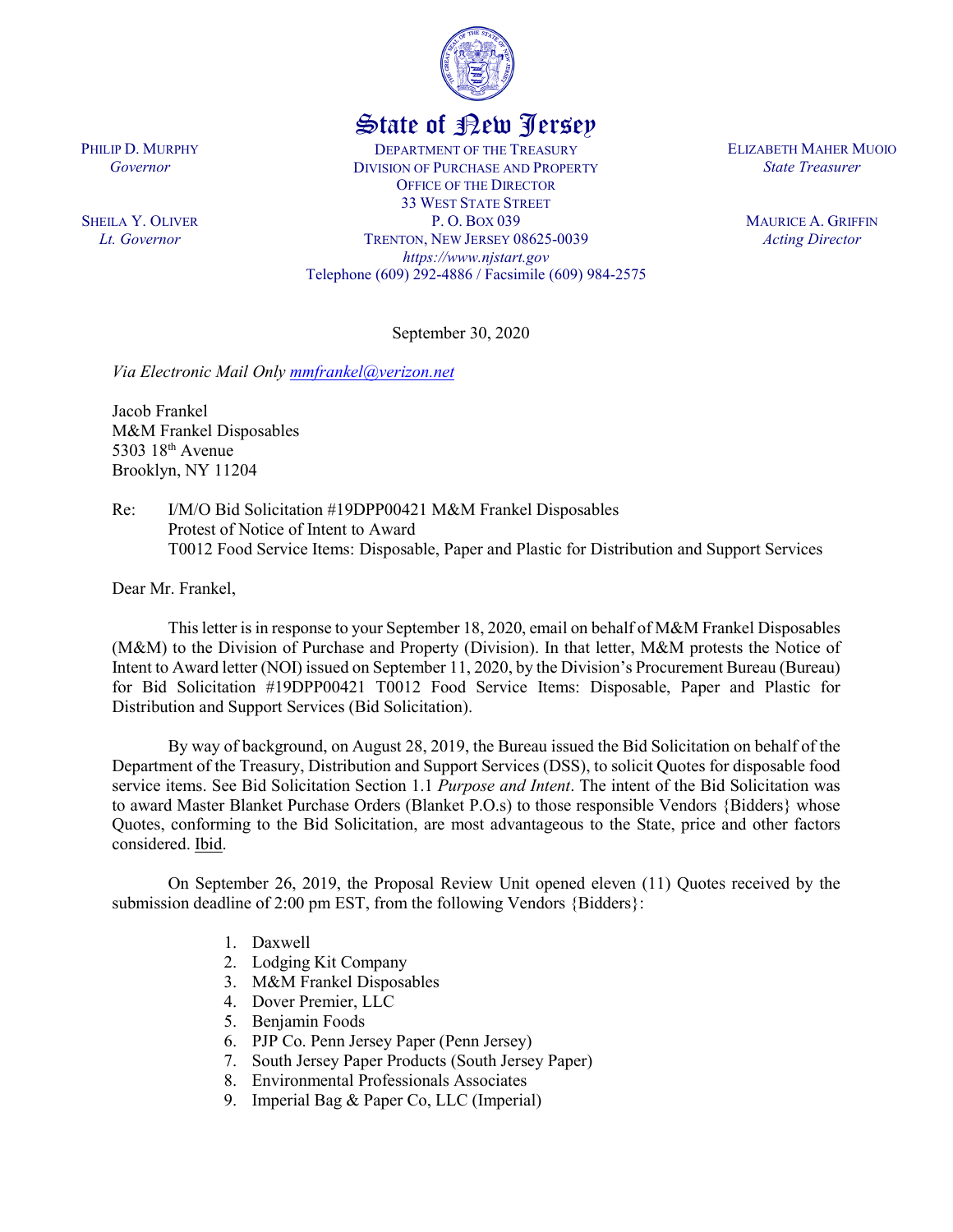State of New Jersey

PHILIP D. MURPHY
*Governor*

SHEILA Y. OLIVER
*Lt. Governor*

DEPARTMENT OF THE TREASURY
DIVISION OF PURCHASE AND PROPERTY
OFFICE OF THE DIRECTOR
33 WEST STATE STREET
P. O. BOX 039
TRENTON, NEW JERSEY 08625-0039
*https://www.njstart.gov*
Telephone (609) 292-4886 / Facsimile (609) 984-2575

ELIZABETH MAHER MUOIO
*State Treasurer*

MAURICE A. GRIFFIN
*Acting Director*

September 30, 2020

*Via Electronic Mail Only mmfrankel@verizon.net*

Jacob Frankel
M&M Frankel Disposables
5303 18th Avenue
Brooklyn, NY 11204

Re: I/M/O Bid Solicitation #19DPP00421 M&M Frankel Disposables
Protest of Notice of Intent to Award
T0012 Food Service Items: Disposable, Paper and Plastic for Distribution and Support Services

Dear Mr. Frankel,

This letter is in response to your September 18, 2020, email on behalf of M&M Frankel Disposables (M&M) to the Division of Purchase and Property (Division). In that letter, M&M protests the Notice of Intent to Award letter (NOI) issued on September 11, 2020, by the Division's Procurement Bureau (Bureau) for Bid Solicitation #19DPP00421 T0012 Food Service Items: Disposable, Paper and Plastic for Distribution and Support Services (Bid Solicitation).

By way of background, on August 28, 2019, the Bureau issued the Bid Solicitation on behalf of the Department of the Treasury, Distribution and Support Services (DSS), to solicit Quotes for disposable food service items. See Bid Solicitation Section 1.1 *Purpose and Intent*. The intent of the Bid Solicitation was to award Master Blanket Purchase Orders (Blanket P.O.s) to those responsible Vendors {Bidders} whose Quotes, conforming to the Bid Solicitation, are most advantageous to the State, price and other factors considered. Ibid.

On September 26, 2019, the Proposal Review Unit opened eleven (11) Quotes received by the submission deadline of 2:00 pm EST, from the following Vendors {Bidders}:

1. Daxwell
2. Lodging Kit Company
3. M&M Frankel Disposables
4. Dover Premier, LLC
5. Benjamin Foods
6. PJP Co. Penn Jersey Paper (Penn Jersey)
7. South Jersey Paper Products (South Jersey Paper)
8. Environmental Professionals Associates
9. Imperial Bag & Paper Co, LLC (Imperial)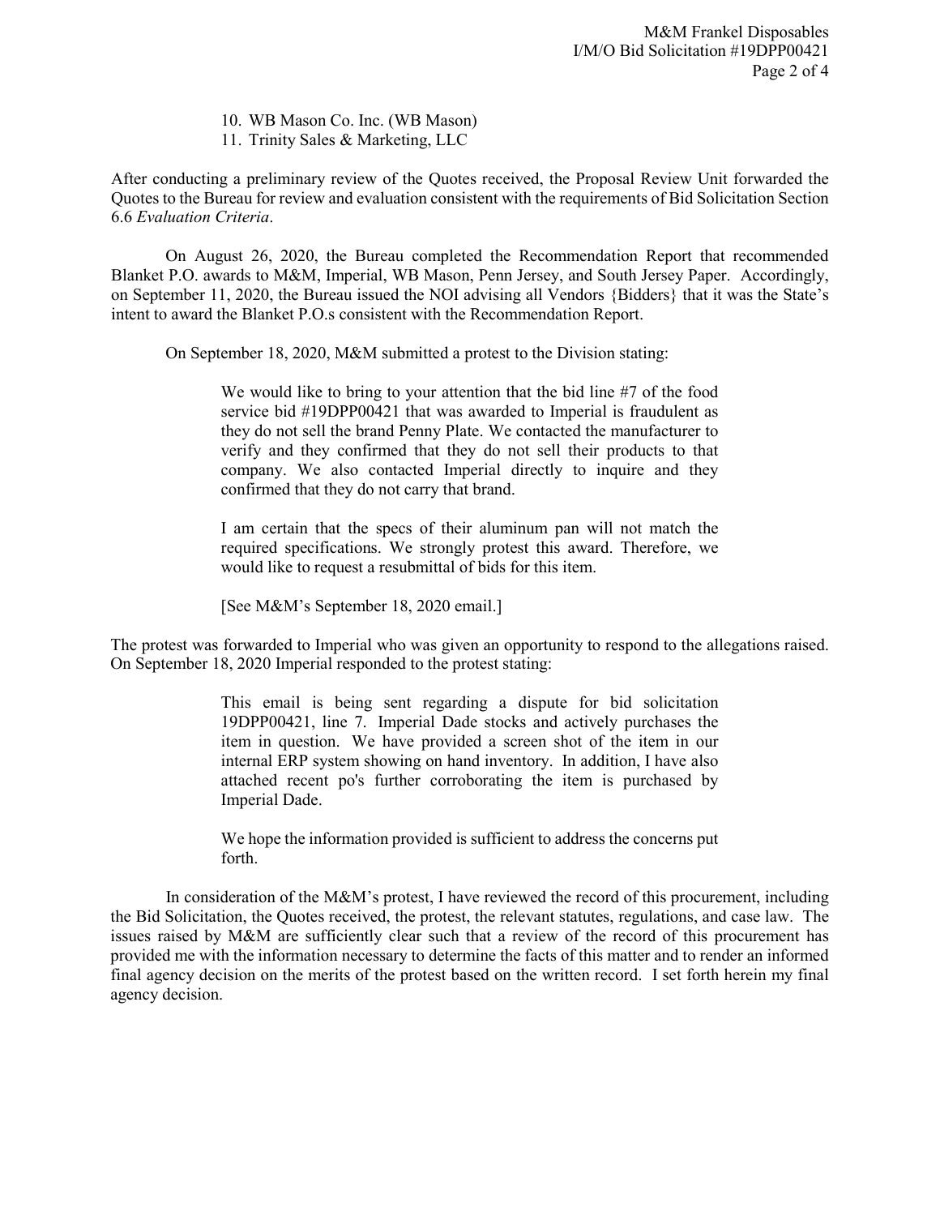10. WB Mason Co. Inc. (WB Mason)
11. Trinity Sales & Marketing, LLC

After conducting a preliminary review of the Quotes received, the Proposal Review Unit forwarded the Quotes to the Bureau for review and evaluation consistent with the requirements of Bid Solicitation Section 6.6 *Evaluation Criteria*.

On August 26, 2020, the Bureau completed the Recommendation Report that recommended Blanket P.O. awards to M&M, Imperial, WB Mason, Penn Jersey, and South Jersey Paper. Accordingly, on September 11, 2020, the Bureau issued the NOI advising all Vendors {Bidders} that it was the State's intent to award the Blanket P.O.s consistent with the Recommendation Report.

On September 18, 2020, M&M submitted a protest to the Division stating:

> We would like to bring to your attention that the bid line #7 of the food service bid #19DPP00421 that was awarded to Imperial is fraudulent as they do not sell the brand Penny Plate. We contacted the manufacturer to verify and they confirmed that they do not sell their products to that company. We also contacted Imperial directly to inquire and they confirmed that they do not carry that brand.
>
> I am certain that the specs of their aluminum pan will not match the required specifications. We strongly protest this award. Therefore, we would like to request a resubmittal of bids for this item.
>
> [See M&M's September 18, 2020 email.]

The protest was forwarded to Imperial who was given an opportunity to respond to the allegations raised. On September 18, 2020 Imperial responded to the protest stating:

> This email is being sent regarding a dispute for bid solicitation 19DPP00421, line 7. Imperial Dade stocks and actively purchases the item in question. We have provided a screen shot of the item in our internal ERP system showing on hand inventory. In addition, I have also attached recent po's further corroborating the item is purchased by Imperial Dade.
>
> We hope the information provided is sufficient to address the concerns put forth.

In consideration of the M&M's protest, I have reviewed the record of this procurement, including the Bid Solicitation, the Quotes received, the protest, the relevant statutes, regulations, and case law. The issues raised by M&M are sufficiently clear such that a review of the record of this procurement has provided me with the information necessary to determine the facts of this matter and to render an informed final agency decision on the merits of the protest based on the written record. I set forth herein my final agency decision.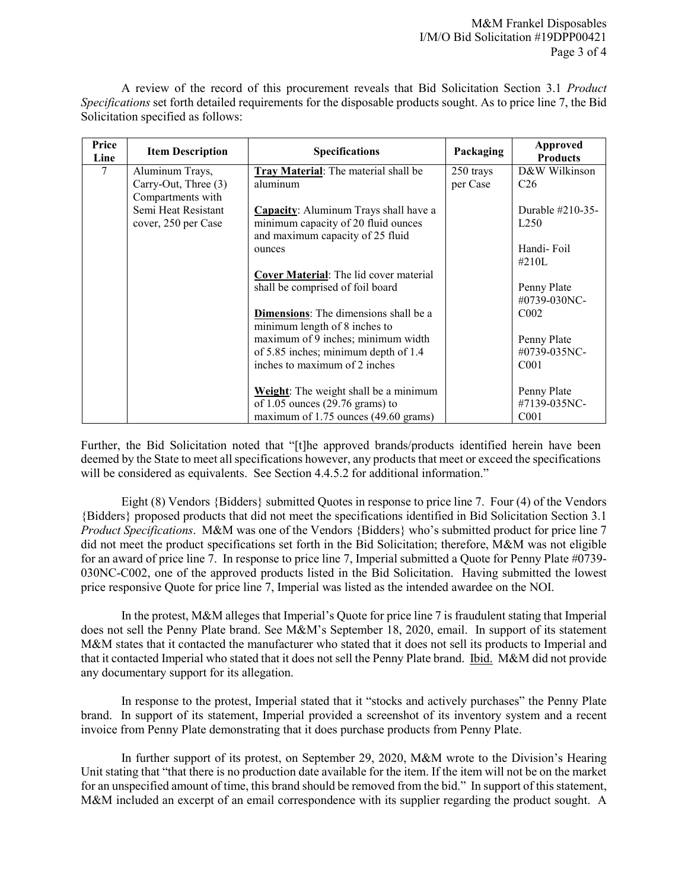A review of the record of this procurement reveals that Bid Solicitation Section 3.1 *Product Specifications* set forth detailed requirements for the disposable products sought. As to price line 7, the Bid Solicitation specified as follows:

| Price Line | Item Description | Specifications | Packaging | Approved Products |
|---|---|---|---|---|
| 7 | Aluminum Trays, Carry-Out, Three (3) Compartments with Semi Heat Resistant cover, 250 per Case | **Tray Material**: The material shall be aluminum<br><br>**Capacity**: Aluminum Trays shall have a minimum capacity of 20 fluid ounces and maximum capacity of 25 fluid ounces<br><br>**Cover Material**: The lid cover material shall be comprised of foil board<br><br>**Dimensions**: The dimensions shall be a minimum length of 8 inches to maximum of 9 inches; minimum width of 5.85 inches; minimum depth of 1.4 inches to maximum of 2 inches<br><br>**Weight**: The weight shall be a minimum of 1.05 ounces (29.76 grams) to maximum of 1.75 ounces (49.60 grams) | 250 trays per Case | D&W Wilkinson C26<br><br>Durable #210-35-L250<br><br>Handi- Foil #210L<br><br>Penny Plate #0739-030NC-C002<br><br>Penny Plate #0739-035NC-C001<br><br>Penny Plate #7139-035NC-C001 |

Further, the Bid Solicitation noted that "[t]he approved brands/products identified herein have been deemed by the State to meet all specifications however, any products that meet or exceed the specifications will be considered as equivalents. See Section 4.4.5.2 for additional information."

Eight (8) Vendors {Bidders} submitted Quotes in response to price line 7. Four (4) of the Vendors {Bidders} proposed products that did not meet the specifications identified in Bid Solicitation Section 3.1 *Product Specifications*. M&M was one of the Vendors {Bidders} who's submitted product for price line 7 did not meet the product specifications set forth in the Bid Solicitation; therefore, M&M was not eligible for an award of price line 7. In response to price line 7, Imperial submitted a Quote for Penny Plate #0739-030NC-C002, one of the approved products listed in the Bid Solicitation. Having submitted the lowest price responsive Quote for price line 7, Imperial was listed as the intended awardee on the NOI.

In the protest, M&M alleges that Imperial's Quote for price line 7 is fraudulent stating that Imperial does not sell the Penny Plate brand. See M&M's September 18, 2020, email. In support of its statement M&M states that it contacted the manufacturer who stated that it does not sell its products to Imperial and that it contacted Imperial who stated that it does not sell the Penny Plate brand. Ibid. M&M did not provide any documentary support for its allegation.

In response to the protest, Imperial stated that it "stocks and actively purchases" the Penny Plate brand. In support of its statement, Imperial provided a screenshot of its inventory system and a recent invoice from Penny Plate demonstrating that it does purchase products from Penny Plate.

In further support of its protest, on September 29, 2020, M&M wrote to the Division's Hearing Unit stating that "that there is no production date available for the item. If the item will not be on the market for an unspecified amount of time, this brand should be removed from the bid." In support of this statement, M&M included an excerpt of an email correspondence with its supplier regarding the product sought. A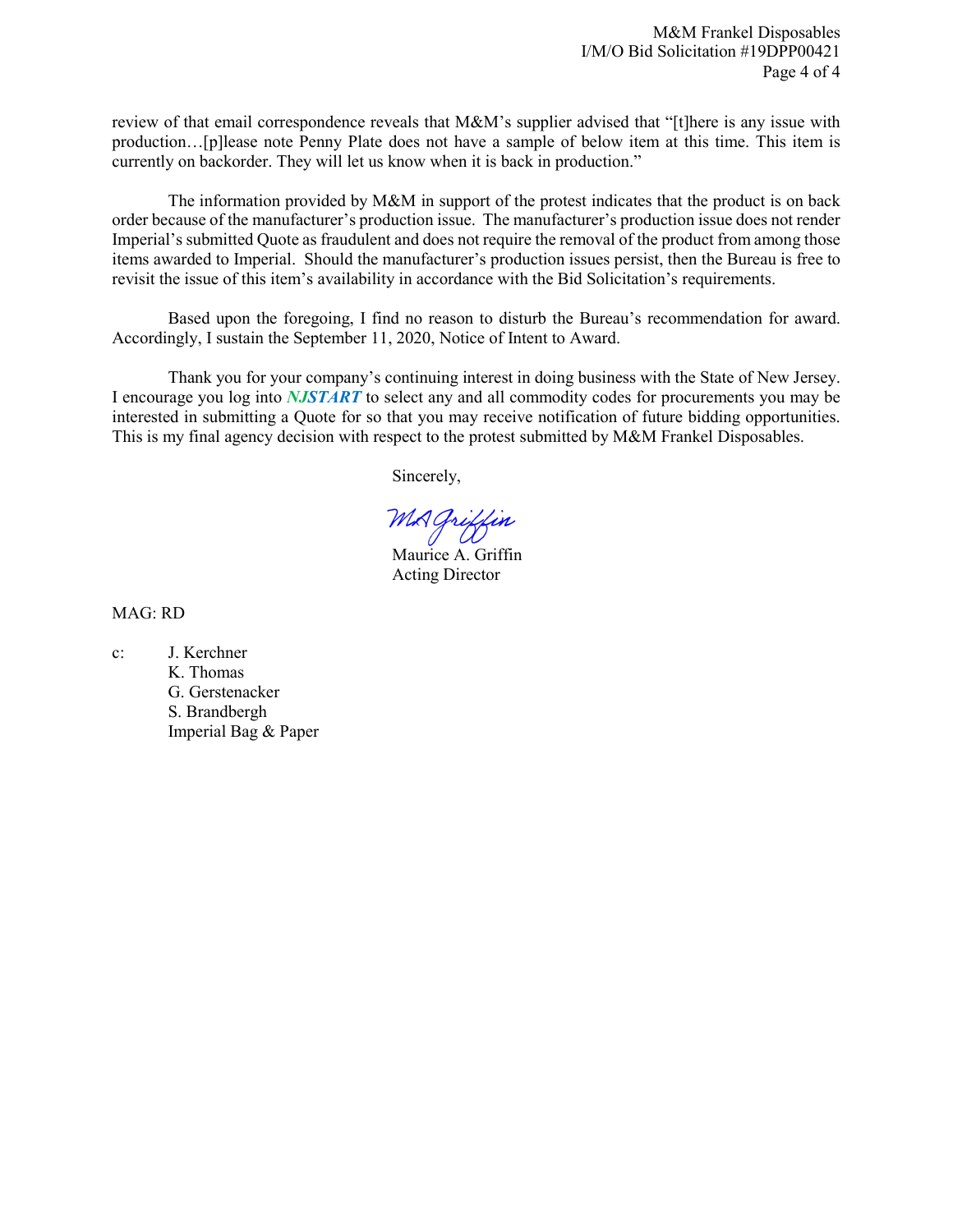review of that email correspondence reveals that M&M's supplier advised that "[t]here is any issue with production…[p]lease note Penny Plate does not have a sample of below item at this time. This item is currently on backorder. They will let us know when it is back in production."

The information provided by M&M in support of the protest indicates that the product is on back order because of the manufacturer's production issue. The manufacturer's production issue does not render Imperial's submitted Quote as fraudulent and does not require the removal of the product from among those items awarded to Imperial. Should the manufacturer's production issues persist, then the Bureau is free to revisit the issue of this item's availability in accordance with the Bid Solicitation's requirements.

Based upon the foregoing, I find no reason to disturb the Bureau's recommendation for award. Accordingly, I sustain the September 11, 2020, Notice of Intent to Award.

Thank you for your company's continuing interest in doing business with the State of New Jersey. I encourage you log into ***NJSTART*** to select any and all commodity codes for procurements you may be interested in submitting a Quote for so that you may receive notification of future bidding opportunities. This is my final agency decision with respect to the protest submitted by M&M Frankel Disposables.

Sincerely,

MA Griffin

Maurice A. Griffin
Acting Director

MAG: RD

c: J. Kerchner
K. Thomas
G. Gerstenacker
S. Brandbergh
Imperial Bag & Paper